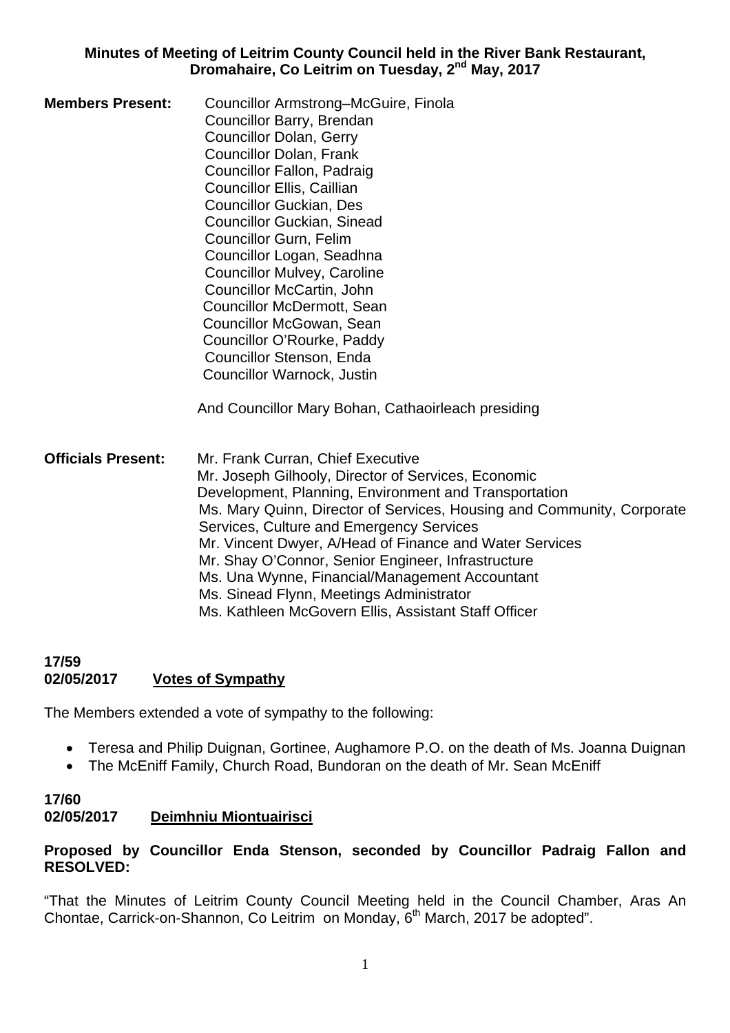**Minutes of Meeting of Leitrim County Council held in the River Bank Restaurant, Dromahaire, Co Leitrim on Tuesday, 2nd May, 2017**

**Members Present:**

Councillor Armstrong–McGuire, Finola
Councillor Barry, Brendan
Councillor Dolan, Gerry
Councillor Dolan, Frank
Councillor Fallon, Padraig
Councillor Ellis, Caillian
Councillor Guckian, Des
Councillor Guckian, Sinead
Councillor Gurn, Felim
Councillor Logan, Seadhna
Councillor Mulvey, Caroline
Councillor McCartin, John
Councillor McDermott, Sean
Councillor McGowan, Sean
Councillor O'Rourke, Paddy
Councillor Stenson, Enda
Councillor Warnock, Justin

And Councillor Mary Bohan, Cathaoirleach presiding

**Officials Present:**

Mr. Frank Curran, Chief Executive
Mr. Joseph Gilhooly, Director of Services, Economic Development, Planning, Environment and Transportation
Ms. Mary Quinn, Director of Services, Housing and Community, Corporate Services, Culture and Emergency Services
Mr. Vincent Dwyer, A/Head of Finance and Water Services
Mr. Shay O'Connor, Senior Engineer, Infrastructure
Ms. Una Wynne, Financial/Management Accountant
Ms. Sinead Flynn, Meetings Administrator
Ms. Kathleen McGovern Ellis, Assistant Staff Officer

**17/59**
**02/05/2017 Votes of Sympathy**

The Members extended a vote of sympathy to the following:

- Teresa and Philip Duignan, Gortinee, Aughamore P.O. on the death of Ms. Joanna Duignan
- The McEniff Family, Church Road, Bundoran on the death of Mr. Sean McEniff

**17/60**
**02/05/2017 Deimhniu Miontuairisci**

**Proposed by Councillor Enda Stenson, seconded by Councillor Padraig Fallon and RESOLVED:**

"That the Minutes of Leitrim County Council Meeting held in the Council Chamber, Aras An Chontae, Carrick-on-Shannon, Co Leitrim on Monday, 6th March, 2017 be adopted".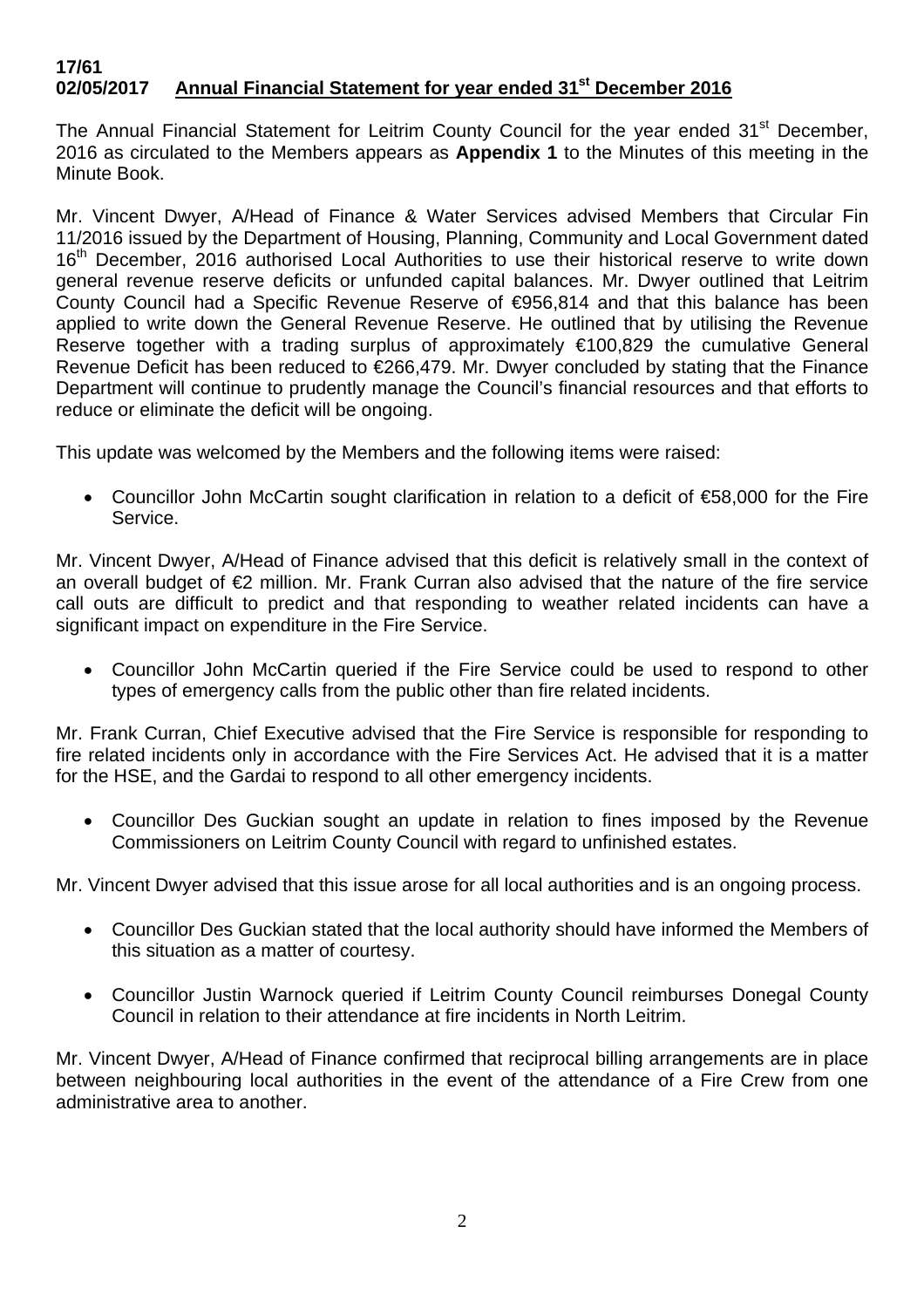**17/61**
**02/05/2017 Annual Financial Statement for year ended 31st December 2016**

The Annual Financial Statement for Leitrim County Council for the year ended 31st December, 2016 as circulated to the Members appears as **Appendix 1** to the Minutes of this meeting in the Minute Book.

Mr. Vincent Dwyer, A/Head of Finance & Water Services advised Members that Circular Fin 11/2016 issued by the Department of Housing, Planning, Community and Local Government dated 16th December, 2016 authorised Local Authorities to use their historical reserve to write down general revenue reserve deficits or unfunded capital balances. Mr. Dwyer outlined that Leitrim County Council had a Specific Revenue Reserve of €956,814 and that this balance has been applied to write down the General Revenue Reserve. He outlined that by utilising the Revenue Reserve together with a trading surplus of approximately €100,829 the cumulative General Revenue Deficit has been reduced to €266,479. Mr. Dwyer concluded by stating that the Finance Department will continue to prudently manage the Council's financial resources and that efforts to reduce or eliminate the deficit will be ongoing.

This update was welcomed by the Members and the following items were raised:

- Councillor John McCartin sought clarification in relation to a deficit of €58,000 for the Fire Service.

Mr. Vincent Dwyer, A/Head of Finance advised that this deficit is relatively small in the context of an overall budget of €2 million. Mr. Frank Curran also advised that the nature of the fire service call outs are difficult to predict and that responding to weather related incidents can have a significant impact on expenditure in the Fire Service.

- Councillor John McCartin queried if the Fire Service could be used to respond to other types of emergency calls from the public other than fire related incidents.

Mr. Frank Curran, Chief Executive advised that the Fire Service is responsible for responding to fire related incidents only in accordance with the Fire Services Act. He advised that it is a matter for the HSE, and the Gardai to respond to all other emergency incidents.

- Councillor Des Guckian sought an update in relation to fines imposed by the Revenue Commissioners on Leitrim County Council with regard to unfinished estates.

Mr. Vincent Dwyer advised that this issue arose for all local authorities and is an ongoing process.

- Councillor Des Guckian stated that the local authority should have informed the Members of this situation as a matter of courtesy.
- Councillor Justin Warnock queried if Leitrim County Council reimburses Donegal County Council in relation to their attendance at fire incidents in North Leitrim.

Mr. Vincent Dwyer, A/Head of Finance confirmed that reciprocal billing arrangements are in place between neighbouring local authorities in the event of the attendance of a Fire Crew from one administrative area to another.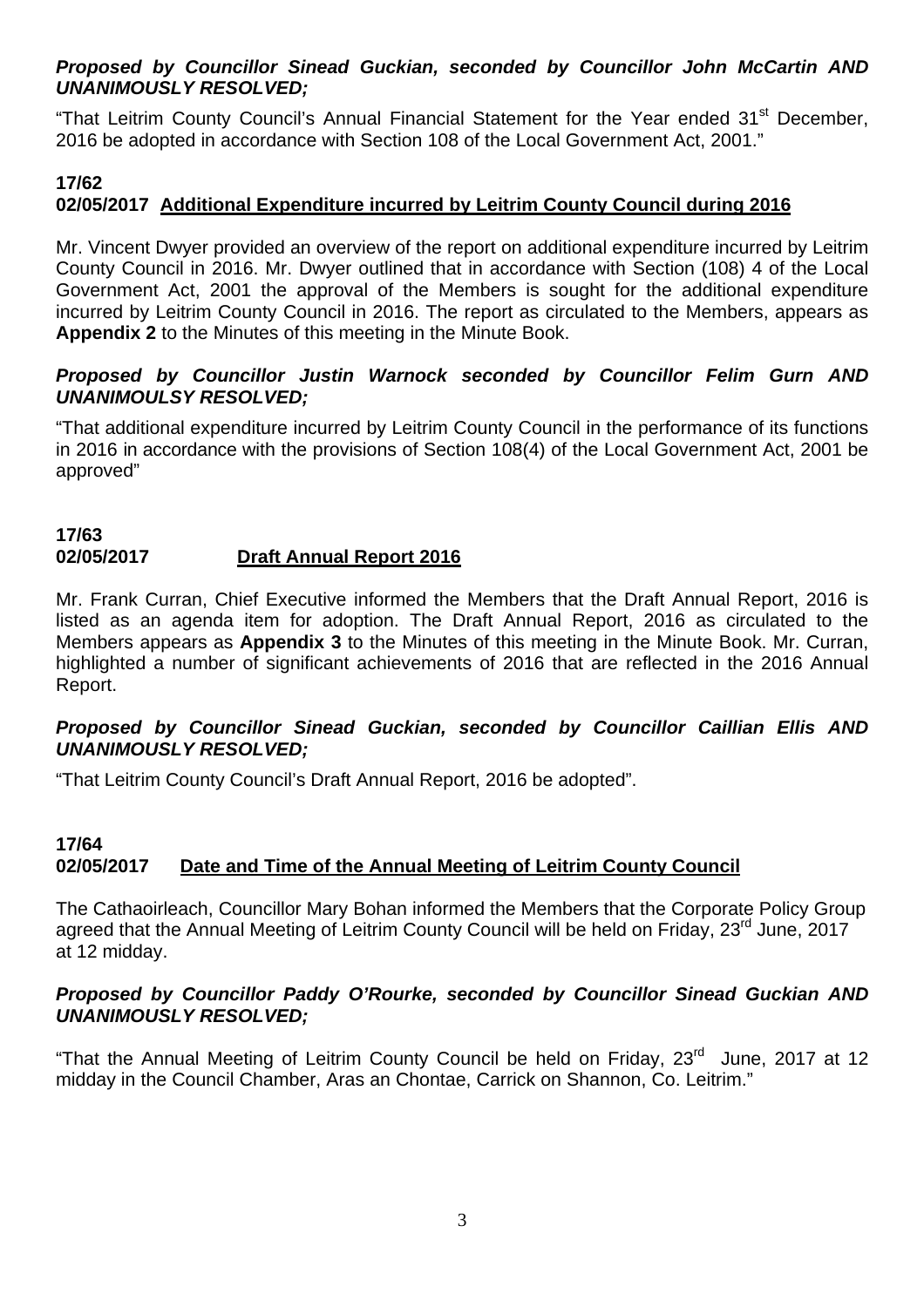***Proposed by Councillor Sinead Guckian, seconded by Councillor John McCartin AND UNANIMOUSLY RESOLVED;***

"That Leitrim County Council's Annual Financial Statement for the Year ended 31st December, 2016 be adopted in accordance with Section 108 of the Local Government Act, 2001."

**17/62**
**02/05/2017 Additional Expenditure incurred by Leitrim County Council during 2016**

Mr. Vincent Dwyer provided an overview of the report on additional expenditure incurred by Leitrim County Council in 2016. Mr. Dwyer outlined that in accordance with Section (108) 4 of the Local Government Act, 2001 the approval of the Members is sought for the additional expenditure incurred by Leitrim County Council in 2016. The report as circulated to the Members, appears as **Appendix 2** to the Minutes of this meeting in the Minute Book.

***Proposed by Councillor Justin Warnock seconded by Councillor Felim Gurn AND UNANIMOULSY RESOLVED;***

"That additional expenditure incurred by Leitrim County Council in the performance of its functions in 2016 in accordance with the provisions of Section 108(4) of the Local Government Act, 2001 be approved"

**17/63**
**02/05/2017 Draft Annual Report 2016**

Mr. Frank Curran, Chief Executive informed the Members that the Draft Annual Report, 2016 is listed as an agenda item for adoption. The Draft Annual Report, 2016 as circulated to the Members appears as **Appendix 3** to the Minutes of this meeting in the Minute Book. Mr. Curran, highlighted a number of significant achievements of 2016 that are reflected in the 2016 Annual Report.

***Proposed by Councillor Sinead Guckian, seconded by Councillor Caillian Ellis AND UNANIMOUSLY RESOLVED;***

"That Leitrim County Council's Draft Annual Report, 2016 be adopted".

**17/64**
**02/05/2017 Date and Time of the Annual Meeting of Leitrim County Council**

The Cathaoirleach, Councillor Mary Bohan informed the Members that the Corporate Policy Group agreed that the Annual Meeting of Leitrim County Council will be held on Friday, 23rd June, 2017 at 12 midday.

***Proposed by Councillor Paddy O'Rourke, seconded by Councillor Sinead Guckian AND UNANIMOUSLY RESOLVED;***

"That the Annual Meeting of Leitrim County Council be held on Friday, 23rd June, 2017 at 12 midday in the Council Chamber, Aras an Chontae, Carrick on Shannon, Co. Leitrim."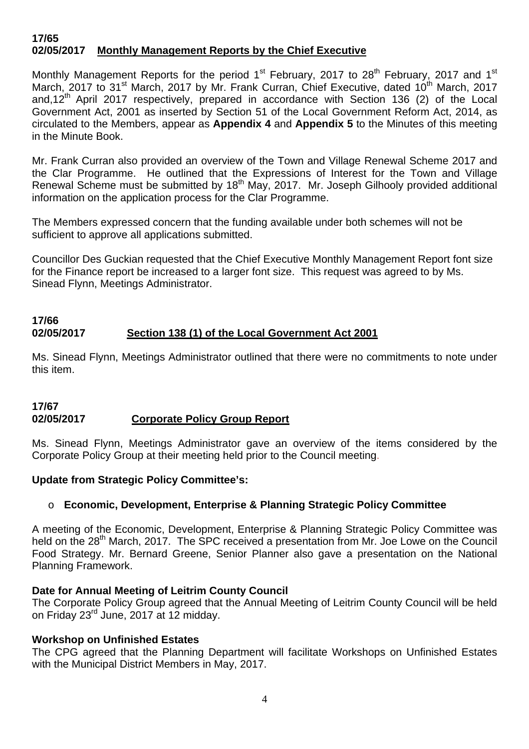**17/65**
**02/05/2017 Monthly Management Reports by the Chief Executive**

Monthly Management Reports for the period 1st February, 2017 to 28th February, 2017 and 1st March, 2017 to 31st March, 2017 by Mr. Frank Curran, Chief Executive, dated 10th March, 2017 and,12th April 2017 respectively, prepared in accordance with Section 136 (2) of the Local Government Act, 2001 as inserted by Section 51 of the Local Government Reform Act, 2014, as circulated to the Members, appear as **Appendix 4** and **Appendix 5** to the Minutes of this meeting in the Minute Book.

Mr. Frank Curran also provided an overview of the Town and Village Renewal Scheme 2017 and the Clar Programme. He outlined that the Expressions of Interest for the Town and Village Renewal Scheme must be submitted by 18th May, 2017. Mr. Joseph Gilhooly provided additional information on the application process for the Clar Programme.

The Members expressed concern that the funding available under both schemes will not be sufficient to approve all applications submitted.

Councillor Des Guckian requested that the Chief Executive Monthly Management Report font size for the Finance report be increased to a larger font size. This request was agreed to by Ms. Sinead Flynn, Meetings Administrator.

**17/66**
**02/05/2017 Section 138 (1) of the Local Government Act 2001**

Ms. Sinead Flynn, Meetings Administrator outlined that there were no commitments to note under this item.

**17/67**
**02/05/2017 Corporate Policy Group Report**

Ms. Sinead Flynn, Meetings Administrator gave an overview of the items considered by the Corporate Policy Group at their meeting held prior to the Council meeting.

**Update from Strategic Policy Committee's:**

- **Economic, Development, Enterprise & Planning Strategic Policy Committee**

A meeting of the Economic, Development, Enterprise & Planning Strategic Policy Committee was held on the 28th March, 2017. The SPC received a presentation from Mr. Joe Lowe on the Council Food Strategy. Mr. Bernard Greene, Senior Planner also gave a presentation on the National Planning Framework.

**Date for Annual Meeting of Leitrim County Council**

The Corporate Policy Group agreed that the Annual Meeting of Leitrim County Council will be held on Friday 23rd June, 2017 at 12 midday.

**Workshop on Unfinished Estates**

The CPG agreed that the Planning Department will facilitate Workshops on Unfinished Estates with the Municipal District Members in May, 2017.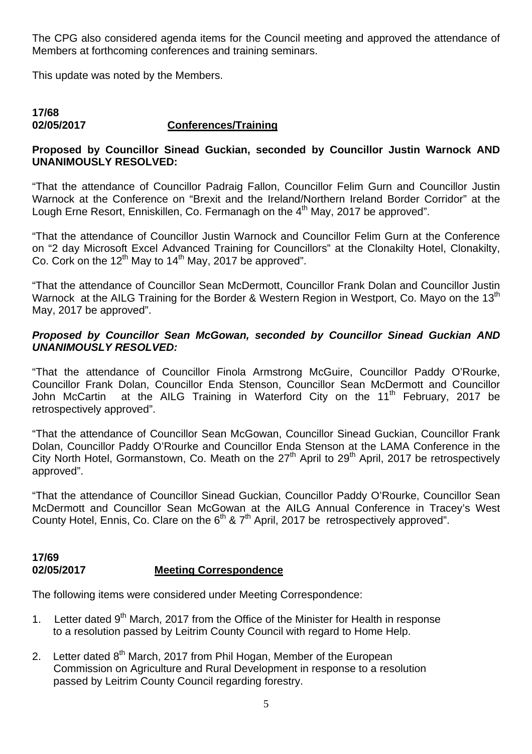The CPG also considered agenda items for the Council meeting and approved the attendance of Members at forthcoming conferences and training seminars.

This update was noted by the Members.

**17/68**
**02/05/2017** **Conferences/Training**

**Proposed by Councillor Sinead Guckian, seconded by Councillor Justin Warnock AND UNANIMOUSLY RESOLVED:**

"That the attendance of Councillor Padraig Fallon, Councillor Felim Gurn and Councillor Justin Warnock at the Conference on "Brexit and the Ireland/Northern Ireland Border Corridor" at the Lough Erne Resort, Enniskillen, Co. Fermanagh on the 4th May, 2017 be approved".

"That the attendance of Councillor Justin Warnock and Councillor Felim Gurn at the Conference on "2 day Microsoft Excel Advanced Training for Councillors" at the Clonakilty Hotel, Clonakilty, Co. Cork on the 12th May to 14th May, 2017 be approved".

"That the attendance of Councillor Sean McDermott, Councillor Frank Dolan and Councillor Justin Warnock at the AILG Training for the Border & Western Region in Westport, Co. Mayo on the 13th May, 2017 be approved".

***Proposed by Councillor Sean McGowan, seconded by Councillor Sinead Guckian AND UNANIMOUSLY RESOLVED:***

"That the attendance of Councillor Finola Armstrong McGuire, Councillor Paddy O'Rourke, Councillor Frank Dolan, Councillor Enda Stenson, Councillor Sean McDermott and Councillor John McCartin at the AILG Training in Waterford City on the 11th February, 2017 be retrospectively approved".

"That the attendance of Councillor Sean McGowan, Councillor Sinead Guckian, Councillor Frank Dolan, Councillor Paddy O'Rourke and Councillor Enda Stenson at the LAMA Conference in the City North Hotel, Gormanstown, Co. Meath on the 27th April to 29th April, 2017 be retrospectively approved".

"That the attendance of Councillor Sinead Guckian, Councillor Paddy O'Rourke, Councillor Sean McDermott and Councillor Sean McGowan at the AILG Annual Conference in Tracey's West County Hotel, Ennis, Co. Clare on the 6th & 7th April, 2017 be retrospectively approved".

**17/69**
**02/05/2017** **Meeting Correspondence**

The following items were considered under Meeting Correspondence:

1. Letter dated 9th March, 2017 from the Office of the Minister for Health in response to a resolution passed by Leitrim County Council with regard to Home Help.
2. Letter dated 8th March, 2017 from Phil Hogan, Member of the European Commission on Agriculture and Rural Development in response to a resolution passed by Leitrim County Council regarding forestry.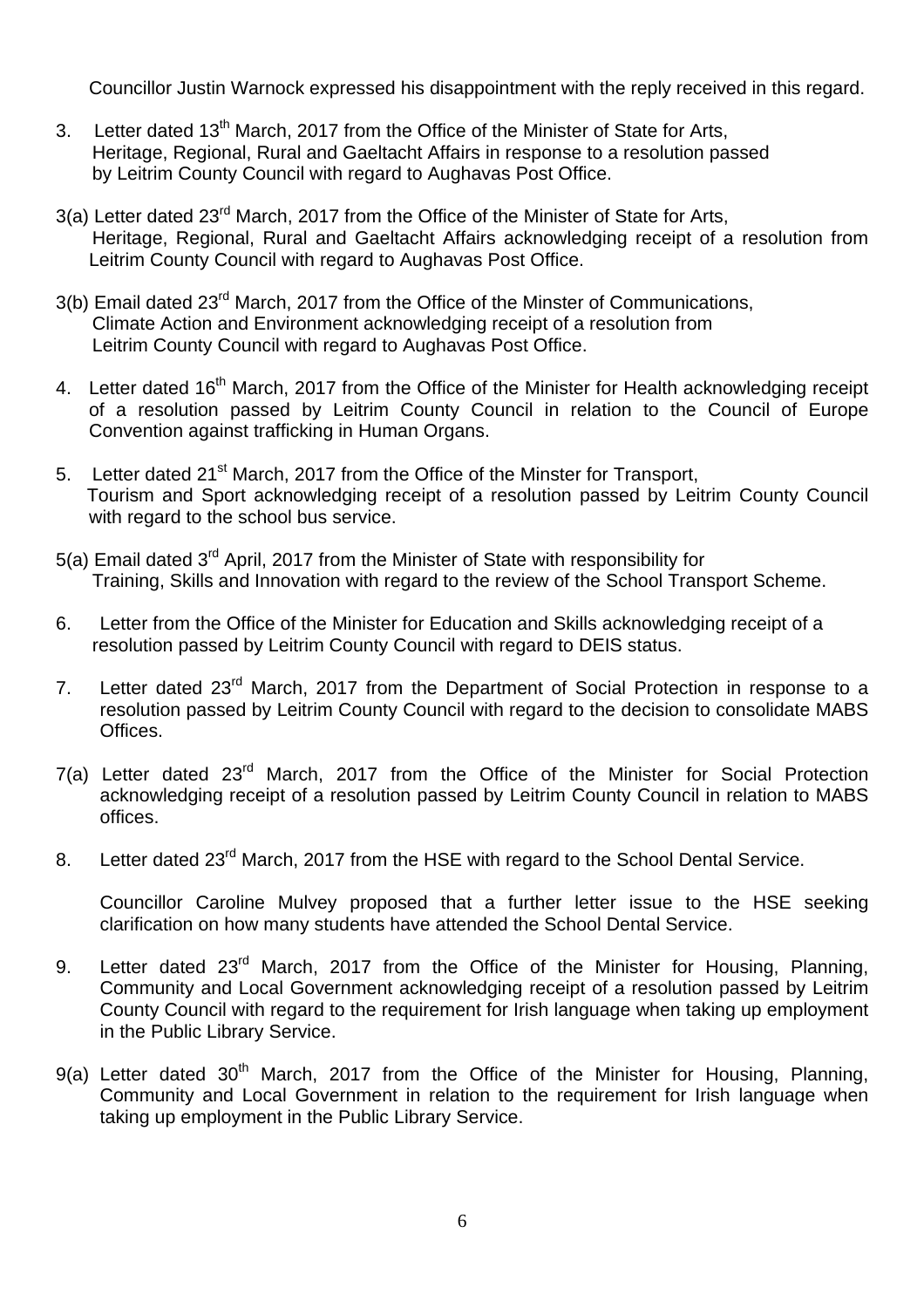Councillor Justin Warnock expressed his disappointment with the reply received in this regard.

3. Letter dated 13th March, 2017 from the Office of the Minister of State for Arts, Heritage, Regional, Rural and Gaeltacht Affairs in response to a resolution passed by Leitrim County Council with regard to Aughavas Post Office.

3(a) Letter dated 23rd March, 2017 from the Office of the Minister of State for Arts, Heritage, Regional, Rural and Gaeltacht Affairs acknowledging receipt of a resolution from Leitrim County Council with regard to Aughavas Post Office.

3(b) Email dated 23rd March, 2017 from the Office of the Minster of Communications, Climate Action and Environment acknowledging receipt of a resolution from Leitrim County Council with regard to Aughavas Post Office.

4. Letter dated 16th March, 2017 from the Office of the Minister for Health acknowledging receipt of a resolution passed by Leitrim County Council in relation to the Council of Europe Convention against trafficking in Human Organs.

5. Letter dated 21st March, 2017 from the Office of the Minster for Transport, Tourism and Sport acknowledging receipt of a resolution passed by Leitrim County Council with regard to the school bus service.

5(a) Email dated 3rd April, 2017 from the Minister of State with responsibility for Training, Skills and Innovation with regard to the review of the School Transport Scheme.

6. Letter from the Office of the Minister for Education and Skills acknowledging receipt of a resolution passed by Leitrim County Council with regard to DEIS status.

7. Letter dated 23rd March, 2017 from the Department of Social Protection in response to a resolution passed by Leitrim County Council with regard to the decision to consolidate MABS Offices.

7(a) Letter dated 23rd March, 2017 from the Office of the Minister for Social Protection acknowledging receipt of a resolution passed by Leitrim County Council in relation to MABS offices.

8. Letter dated 23rd March, 2017 from the HSE with regard to the School Dental Service.

Councillor Caroline Mulvey proposed that a further letter issue to the HSE seeking clarification on how many students have attended the School Dental Service.

9. Letter dated 23rd March, 2017 from the Office of the Minister for Housing, Planning, Community and Local Government acknowledging receipt of a resolution passed by Leitrim County Council with regard to the requirement for Irish language when taking up employment in the Public Library Service.

9(a) Letter dated 30th March, 2017 from the Office of the Minister for Housing, Planning, Community and Local Government in relation to the requirement for Irish language when taking up employment in the Public Library Service.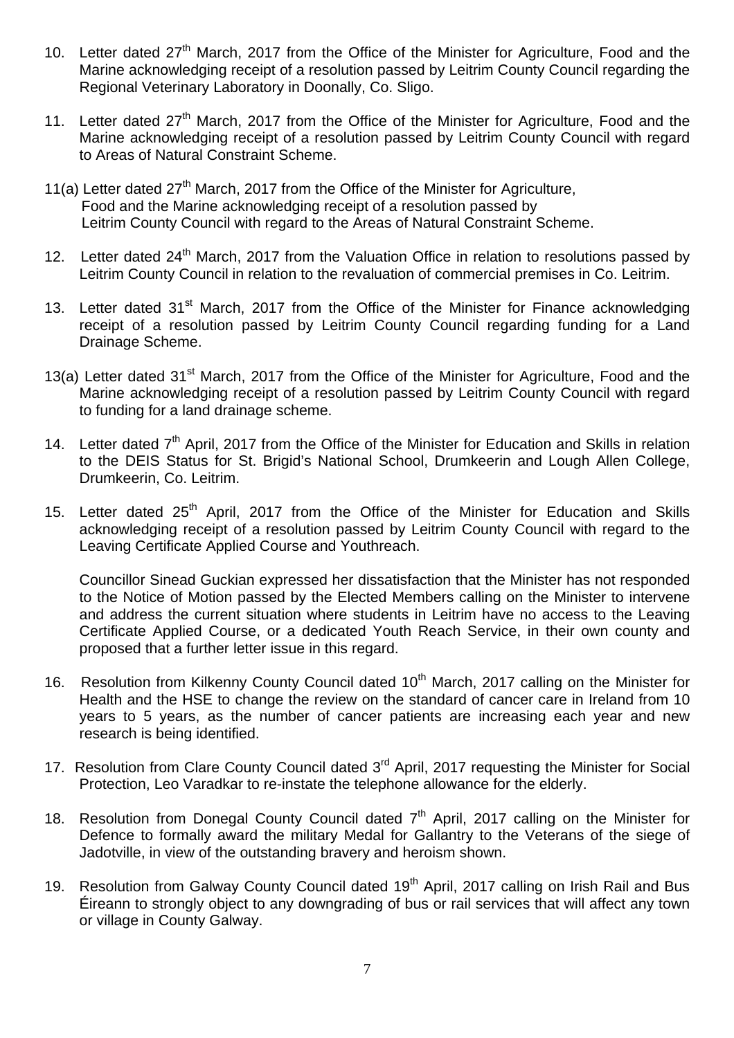10. Letter dated 27th March, 2017 from the Office of the Minister for Agriculture, Food and the Marine acknowledging receipt of a resolution passed by Leitrim County Council regarding the Regional Veterinary Laboratory in Doonally, Co. Sligo.

11. Letter dated 27th March, 2017 from the Office of the Minister for Agriculture, Food and the Marine acknowledging receipt of a resolution passed by Leitrim County Council with regard to Areas of Natural Constraint Scheme.

11(a) Letter dated 27th March, 2017 from the Office of the Minister for Agriculture, Food and the Marine acknowledging receipt of a resolution passed by Leitrim County Council with regard to the Areas of Natural Constraint Scheme.

12. Letter dated 24th March, 2017 from the Valuation Office in relation to resolutions passed by Leitrim County Council in relation to the revaluation of commercial premises in Co. Leitrim.

13. Letter dated 31st March, 2017 from the Office of the Minister for Finance acknowledging receipt of a resolution passed by Leitrim County Council regarding funding for a Land Drainage Scheme.

13(a) Letter dated 31st March, 2017 from the Office of the Minister for Agriculture, Food and the Marine acknowledging receipt of a resolution passed by Leitrim County Council with regard to funding for a land drainage scheme.

14. Letter dated 7th April, 2017 from the Office of the Minister for Education and Skills in relation to the DEIS Status for St. Brigid's National School, Drumkeerin and Lough Allen College, Drumkeerin, Co. Leitrim.

15. Letter dated 25th April, 2017 from the Office of the Minister for Education and Skills acknowledging receipt of a resolution passed by Leitrim County Council with regard to the Leaving Certificate Applied Course and Youthreach.

    Councillor Sinead Guckian expressed her dissatisfaction that the Minister has not responded to the Notice of Motion passed by the Elected Members calling on the Minister to intervene and address the current situation where students in Leitrim have no access to the Leaving Certificate Applied Course, or a dedicated Youth Reach Service, in their own county and proposed that a further letter issue in this regard.

16. Resolution from Kilkenny County Council dated 10th March, 2017 calling on the Minister for Health and the HSE to change the review on the standard of cancer care in Ireland from 10 years to 5 years, as the number of cancer patients are increasing each year and new research is being identified.

17. Resolution from Clare County Council dated 3rd April, 2017 requesting the Minister for Social Protection, Leo Varadkar to re-instate the telephone allowance for the elderly.

18. Resolution from Donegal County Council dated 7th April, 2017 calling on the Minister for Defence to formally award the military Medal for Gallantry to the Veterans of the siege of Jadotville, in view of the outstanding bravery and heroism shown.

19. Resolution from Galway County Council dated 19th April, 2017 calling on Irish Rail and Bus Éireann to strongly object to any downgrading of bus or rail services that will affect any town or village in County Galway.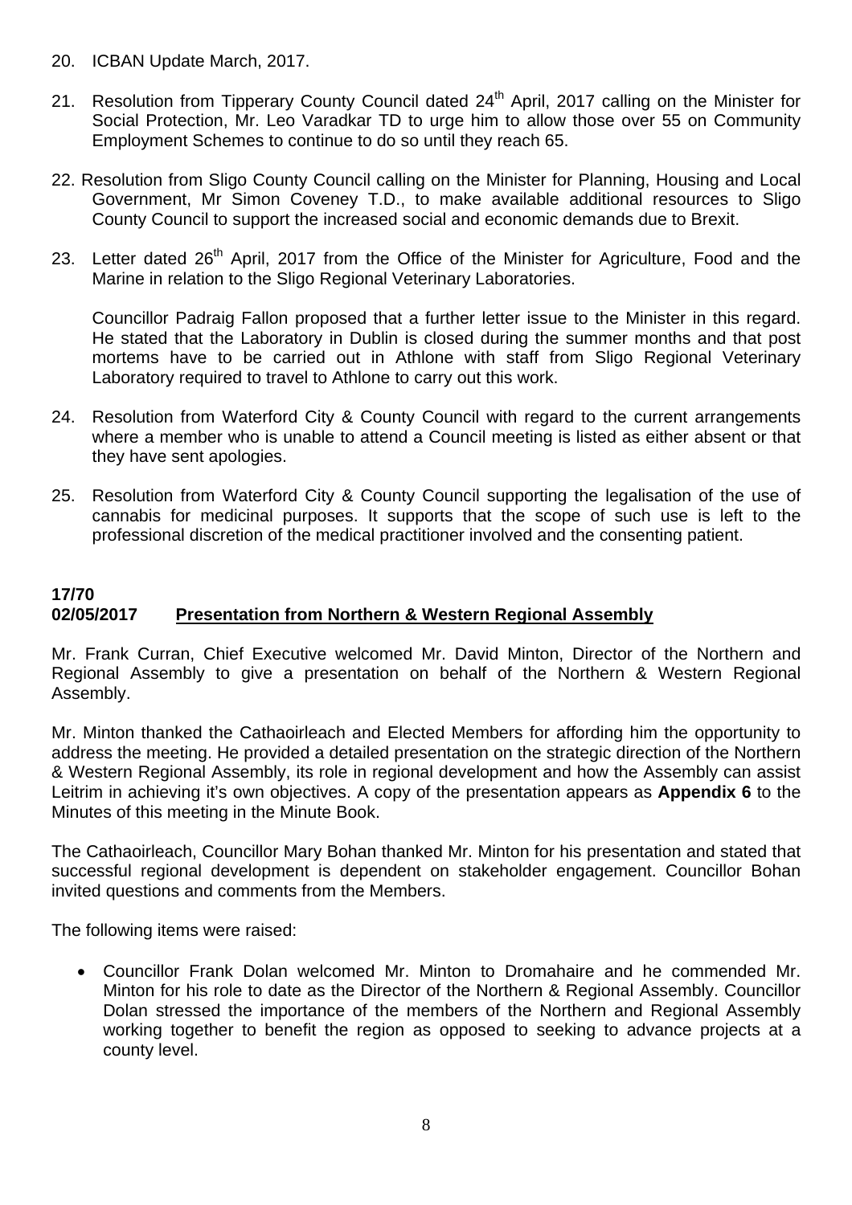20. ICBAN Update March, 2017.

21. Resolution from Tipperary County Council dated 24th April, 2017 calling on the Minister for Social Protection, Mr. Leo Varadkar TD to urge him to allow those over 55 on Community Employment Schemes to continue to do so until they reach 65.

22. Resolution from Sligo County Council calling on the Minister for Planning, Housing and Local Government, Mr Simon Coveney T.D., to make available additional resources to Sligo County Council to support the increased social and economic demands due to Brexit.

23. Letter dated 26th April, 2017 from the Office of the Minister for Agriculture, Food and the Marine in relation to the Sligo Regional Veterinary Laboratories.

    Councillor Padraig Fallon proposed that a further letter issue to the Minister in this regard. He stated that the Laboratory in Dublin is closed during the summer months and that post mortems have to be carried out in Athlone with staff from Sligo Regional Veterinary Laboratory required to travel to Athlone to carry out this work.

24. Resolution from Waterford City & County Council with regard to the current arrangements where a member who is unable to attend a Council meeting is listed as either absent or that they have sent apologies.

25. Resolution from Waterford City & County Council supporting the legalisation of the use of cannabis for medicinal purposes. It supports that the scope of such use is left to the professional discretion of the medical practitioner involved and the consenting patient.

**17/70**
**02/05/2017** **Presentation from Northern & Western Regional Assembly**

Mr. Frank Curran, Chief Executive welcomed Mr. David Minton, Director of the Northern and Regional Assembly to give a presentation on behalf of the Northern & Western Regional Assembly.

Mr. Minton thanked the Cathaoirleach and Elected Members for affording him the opportunity to address the meeting. He provided a detailed presentation on the strategic direction of the Northern & Western Regional Assembly, its role in regional development and how the Assembly can assist Leitrim in achieving it's own objectives. A copy of the presentation appears as **Appendix 6** to the Minutes of this meeting in the Minute Book.

The Cathaoirleach, Councillor Mary Bohan thanked Mr. Minton for his presentation and stated that successful regional development is dependent on stakeholder engagement. Councillor Bohan invited questions and comments from the Members.

The following items were raised:

- Councillor Frank Dolan welcomed Mr. Minton to Dromahaire and he commended Mr. Minton for his role to date as the Director of the Northern & Regional Assembly. Councillor Dolan stressed the importance of the members of the Northern and Regional Assembly working together to benefit the region as opposed to seeking to advance projects at a county level.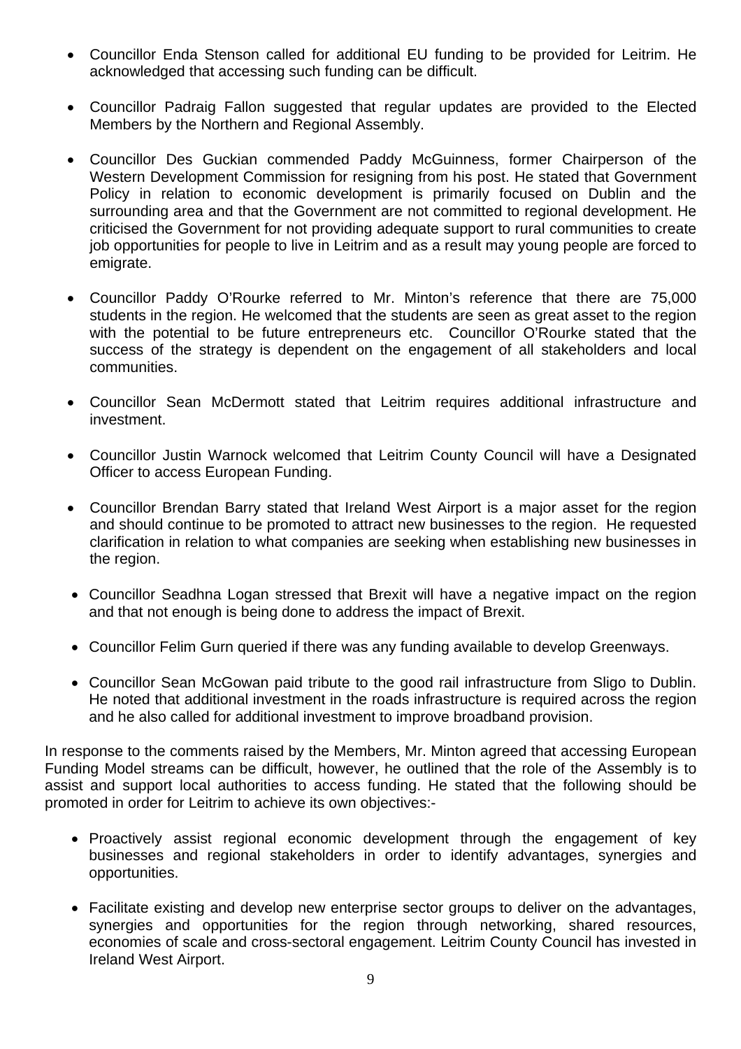- Councillor Enda Stenson called for additional EU funding to be provided for Leitrim. He acknowledged that accessing such funding can be difficult.

- Councillor Padraig Fallon suggested that regular updates are provided to the Elected Members by the Northern and Regional Assembly.

- Councillor Des Guckian commended Paddy McGuinness, former Chairperson of the Western Development Commission for resigning from his post. He stated that Government Policy in relation to economic development is primarily focused on Dublin and the surrounding area and that the Government are not committed to regional development. He criticised the Government for not providing adequate support to rural communities to create job opportunities for people to live in Leitrim and as a result may young people are forced to emigrate.

- Councillor Paddy O'Rourke referred to Mr. Minton's reference that there are 75,000 students in the region. He welcomed that the students are seen as great asset to the region with the potential to be future entrepreneurs etc. Councillor O'Rourke stated that the success of the strategy is dependent on the engagement of all stakeholders and local communities.

- Councillor Sean McDermott stated that Leitrim requires additional infrastructure and investment.

- Councillor Justin Warnock welcomed that Leitrim County Council will have a Designated Officer to access European Funding.

- Councillor Brendan Barry stated that Ireland West Airport is a major asset for the region and should continue to be promoted to attract new businesses to the region. He requested clarification in relation to what companies are seeking when establishing new businesses in the region.

- Councillor Seadhna Logan stressed that Brexit will have a negative impact on the region and that not enough is being done to address the impact of Brexit.

- Councillor Felim Gurn queried if there was any funding available to develop Greenways.

- Councillor Sean McGowan paid tribute to the good rail infrastructure from Sligo to Dublin. He noted that additional investment in the roads infrastructure is required across the region and he also called for additional investment to improve broadband provision.

In response to the comments raised by the Members, Mr. Minton agreed that accessing European Funding Model streams can be difficult, however, he outlined that the role of the Assembly is to assist and support local authorities to access funding. He stated that the following should be promoted in order for Leitrim to achieve its own objectives:-

- Proactively assist regional economic development through the engagement of key businesses and regional stakeholders in order to identify advantages, synergies and opportunities.

- Facilitate existing and develop new enterprise sector groups to deliver on the advantages, synergies and opportunities for the region through networking, shared resources, economies of scale and cross-sectoral engagement. Leitrim County Council has invested in Ireland West Airport.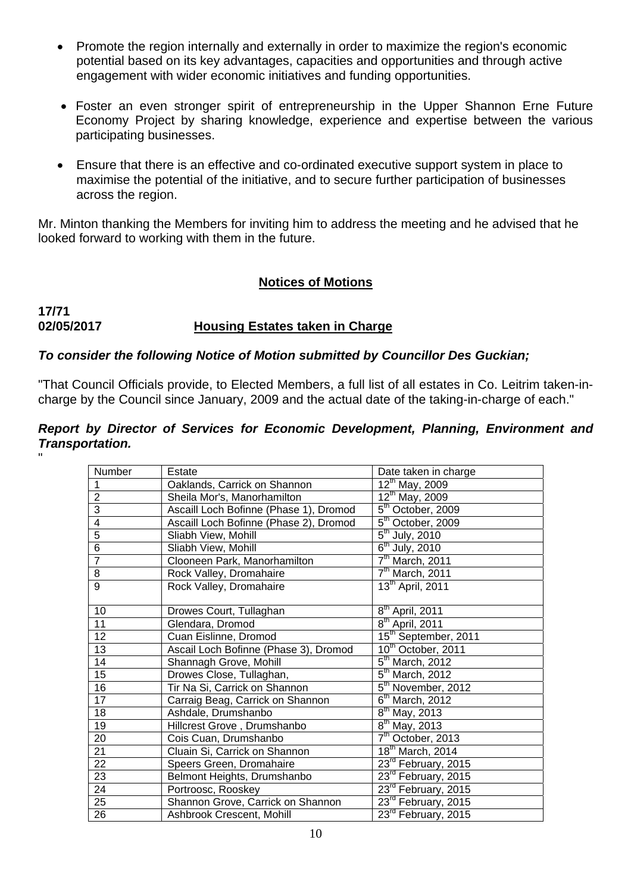- Promote the region internally and externally in order to maximize the region's economic potential based on its key advantages, capacities and opportunities and through active engagement with wider economic initiatives and funding opportunities.

- Foster an even stronger spirit of entrepreneurship in the Upper Shannon Erne Future Economy Project by sharing knowledge, experience and expertise between the various participating businesses.

- Ensure that there is an effective and co-ordinated executive support system in place to maximise the potential of the initiative, and to secure further participation of businesses across the region.

Mr. Minton thanking the Members for inviting him to address the meeting and he advised that he looked forward to working with them in the future.

## Notices of Motions

**17/71**
**02/05/2017** **Housing Estates taken in Charge**

***To consider the following Notice of Motion submitted by Councillor Des Guckian;***

"That Council Officials provide, to Elected Members, a full list of all estates in Co. Leitrim taken-in-charge by the Council since January, 2009 and the actual date of the taking-in-charge of each."

***Report by Director of Services for Economic Development, Planning, Environment and Transportation.***
"

| Number | Estate | Date taken in charge |
|---|---|---|
| 1 | Oaklands, Carrick on Shannon | 12th May, 2009 |
| 2 | Sheila Mor's, Manorhamilton | 12th May, 2009 |
| 3 | Ascaill Loch Bofinne (Phase 1), Dromod | 5th October, 2009 |
| 4 | Ascaill Loch Bofinne (Phase 2), Dromod | 5th October, 2009 |
| 5 | Sliabh View, Mohill | 5th July, 2010 |
| 6 | Sliabh View, Mohill | 6th July, 2010 |
| 7 | Clooneen Park, Manorhamilton | 7th March, 2011 |
| 8 | Rock Valley, Dromahaire | 7th March, 2011 |
| 9 | Rock Valley, Dromahaire | 13th April, 2011 |
| 10 | Drowes Court, Tullaghan | 8th April, 2011 |
| 11 | Glendara, Dromod | 8th April, 2011 |
| 12 | Cuan Eislinne, Dromod | 15th September, 2011 |
| 13 | Ascail Loch Bofinne (Phase 3), Dromod | 10th October, 2011 |
| 14 | Shannagh Grove, Mohill | 5th March, 2012 |
| 15 | Drowes Close, Tullaghan, | 5th March, 2012 |
| 16 | Tir Na Si, Carrick on Shannon | 5th November, 2012 |
| 17 | Carraig Beag, Carrick on Shannon | 6th March, 2012 |
| 18 | Ashdale, Drumshanbo | 8th May, 2013 |
| 19 | Hillcrest Grove , Drumshanbo | 8th May, 2013 |
| 20 | Cois Cuan, Drumshanbo | 7th October, 2013 |
| 21 | Cluain Si, Carrick on Shannon | 18th March, 2014 |
| 22 | Speers Green, Dromahaire | 23rd February, 2015 |
| 23 | Belmont Heights, Drumshanbo | 23rd February, 2015 |
| 24 | Portroosc, Rooskey | 23rd February, 2015 |
| 25 | Shannon Grove, Carrick on Shannon | 23rd February, 2015 |
| 26 | Ashbrook Crescent, Mohill | 23rd February, 2015 |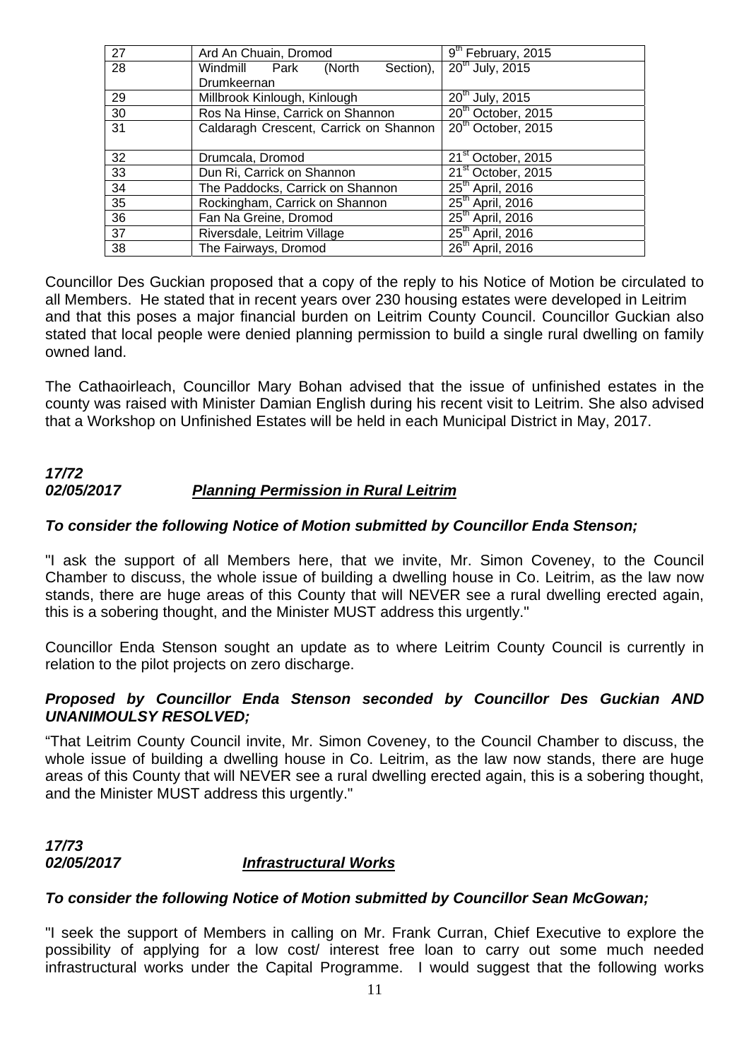| 27 | Ard An Chuain, Dromod | 9th February, 2015 |
|---|---|---|
| 28 | Windmill Park (North Section), Drumkeernan | 20th July, 2015 |
| 29 | Millbrook Kinlough, Kinlough | 20th July, 2015 |
| 30 | Ros Na Hinse, Carrick on Shannon | 20th October, 2015 |
| 31 | Caldaragh Crescent, Carrick on Shannon | 20th October, 2015 |
| 32 | Drumcala, Dromod | 21st October, 2015 |
| 33 | Dun Ri, Carrick on Shannon | 21st October, 2015 |
| 34 | The Paddocks, Carrick on Shannon | 25th April, 2016 |
| 35 | Rockingham, Carrick on Shannon | 25th April, 2016 |
| 36 | Fan Na Greine, Dromod | 25th April, 2016 |
| 37 | Riversdale, Leitrim Village | 25th April, 2016 |
| 38 | The Fairways, Dromod | 26th April, 2016 |

Councillor Des Guckian proposed that a copy of the reply to his Notice of Motion be circulated to all Members. He stated that in recent years over 230 housing estates were developed in Leitrim and that this poses a major financial burden on Leitrim County Council. Councillor Guckian also stated that local people were denied planning permission to build a single rural dwelling on family owned land.

The Cathaoirleach, Councillor Mary Bohan advised that the issue of unfinished estates in the county was raised with Minister Damian English during his recent visit to Leitrim. She also advised that a Workshop on Unfinished Estates will be held in each Municipal District in May, 2017.

***17/72***
***02/05/2017*** ***Planning Permission in Rural Leitrim***

***To consider the following Notice of Motion submitted by Councillor Enda Stenson;***

"I ask the support of all Members here, that we invite, Mr. Simon Coveney, to the Council Chamber to discuss, the whole issue of building a dwelling house in Co. Leitrim, as the law now stands, there are huge areas of this County that will NEVER see a rural dwelling erected again, this is a sobering thought, and the Minister MUST address this urgently."

Councillor Enda Stenson sought an update as to where Leitrim County Council is currently in relation to the pilot projects on zero discharge.

***Proposed by Councillor Enda Stenson seconded by Councillor Des Guckian AND UNANIMOULSY RESOLVED;***

"That Leitrim County Council invite, Mr. Simon Coveney, to the Council Chamber to discuss, the whole issue of building a dwelling house in Co. Leitrim, as the law now stands, there are huge areas of this County that will NEVER see a rural dwelling erected again, this is a sobering thought, and the Minister MUST address this urgently."

***17/73***
***02/05/2017*** ***Infrastructural Works***

***To consider the following Notice of Motion submitted by Councillor Sean McGowan;***

"I seek the support of Members in calling on Mr. Frank Curran, Chief Executive to explore the possibility of applying for a low cost/ interest free loan to carry out some much needed infrastructural works under the Capital Programme. I would suggest that the following works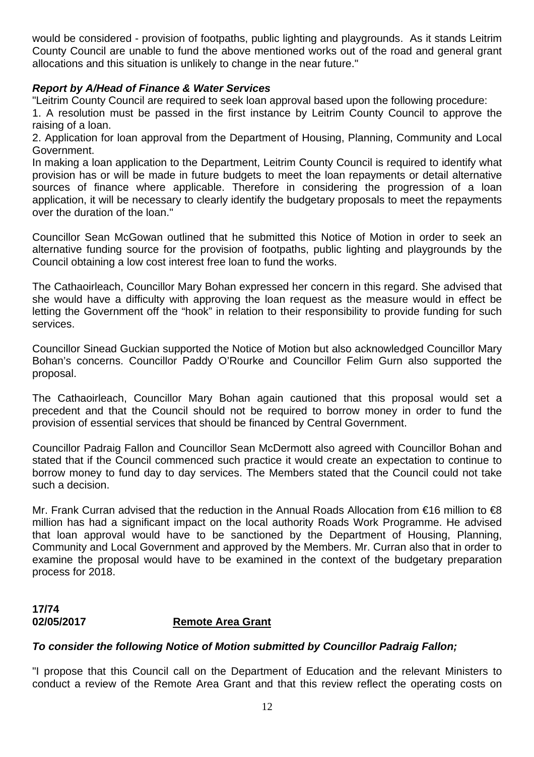would be considered - provision of footpaths, public lighting and playgrounds. As it stands Leitrim County Council are unable to fund the above mentioned works out of the road and general grant allocations and this situation is unlikely to change in the near future."

***Report by A/Head of Finance & Water Services***

"Leitrim County Council are required to seek loan approval based upon the following procedure:

1. A resolution must be passed in the first instance by Leitrim County Council to approve the raising of a loan.
2. Application for loan approval from the Department of Housing, Planning, Community and Local Government.

In making a loan application to the Department, Leitrim County Council is required to identify what provision has or will be made in future budgets to meet the loan repayments or detail alternative sources of finance where applicable. Therefore in considering the progression of a loan application, it will be necessary to clearly identify the budgetary proposals to meet the repayments over the duration of the loan."

Councillor Sean McGowan outlined that he submitted this Notice of Motion in order to seek an alternative funding source for the provision of footpaths, public lighting and playgrounds by the Council obtaining a low cost interest free loan to fund the works.

The Cathaoirleach, Councillor Mary Bohan expressed her concern in this regard. She advised that she would have a difficulty with approving the loan request as the measure would in effect be letting the Government off the "hook" in relation to their responsibility to provide funding for such services.

Councillor Sinead Guckian supported the Notice of Motion but also acknowledged Councillor Mary Bohan's concerns. Councillor Paddy O'Rourke and Councillor Felim Gurn also supported the proposal.

The Cathaoirleach, Councillor Mary Bohan again cautioned that this proposal would set a precedent and that the Council should not be required to borrow money in order to fund the provision of essential services that should be financed by Central Government.

Councillor Padraig Fallon and Councillor Sean McDermott also agreed with Councillor Bohan and stated that if the Council commenced such practice it would create an expectation to continue to borrow money to fund day to day services. The Members stated that the Council could not take such a decision.

Mr. Frank Curran advised that the reduction in the Annual Roads Allocation from €16 million to €8 million has had a significant impact on the local authority Roads Work Programme. He advised that loan approval would have to be sanctioned by the Department of Housing, Planning, Community and Local Government and approved by the Members. Mr. Curran also that in order to examine the proposal would have to be examined in the context of the budgetary preparation process for 2018.

**17/74**
**02/05/2017** **<u>Remote Area Grant</u>**

***To consider the following Notice of Motion submitted by Councillor Padraig Fallon;***

"I propose that this Council call on the Department of Education and the relevant Ministers to conduct a review of the Remote Area Grant and that this review reflect the operating costs on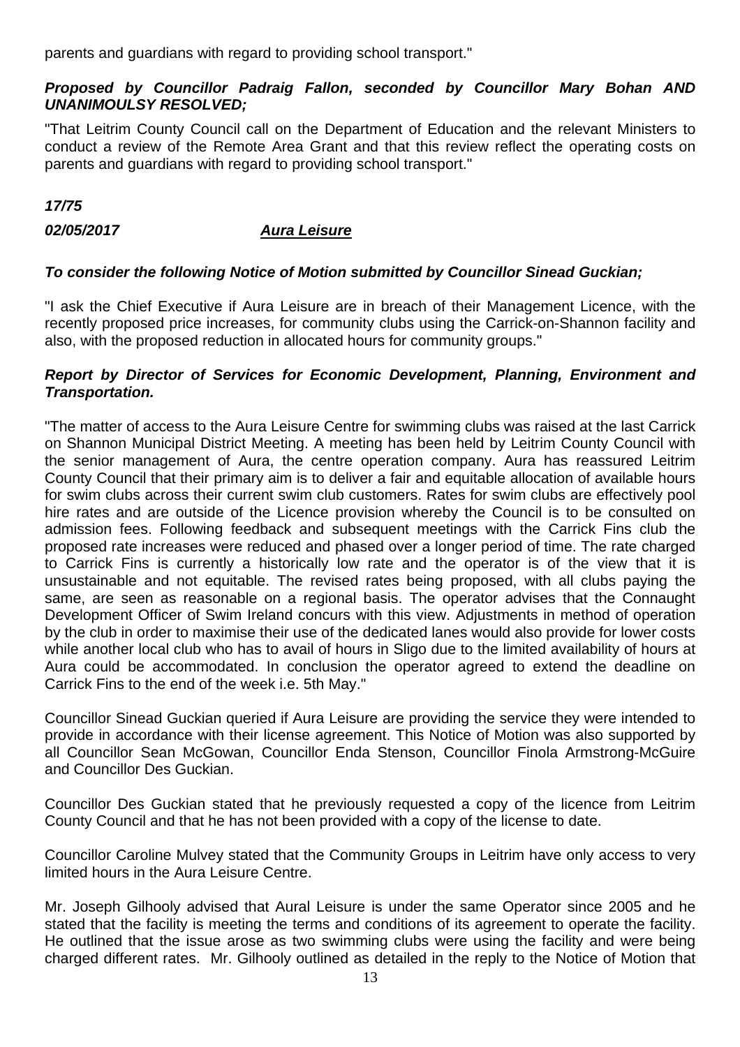parents and guardians with regard to providing school transport."

***Proposed by Councillor Padraig Fallon, seconded by Councillor Mary Bohan AND UNANIMOULSY RESOLVED;***

"That Leitrim County Council call on the Department of Education and the relevant Ministers to conduct a review of the Remote Area Grant and that this review reflect the operating costs on parents and guardians with regard to providing school transport."

***17/75***

***02/05/2017*** ***<u>Aura Leisure</u>***

***To consider the following Notice of Motion submitted by Councillor Sinead Guckian;***

"I ask the Chief Executive if Aura Leisure are in breach of their Management Licence, with the recently proposed price increases, for community clubs using the Carrick-on-Shannon facility and also, with the proposed reduction in allocated hours for community groups."

***Report by Director of Services for Economic Development, Planning, Environment and Transportation.***

"The matter of access to the Aura Leisure Centre for swimming clubs was raised at the last Carrick on Shannon Municipal District Meeting. A meeting has been held by Leitrim County Council with the senior management of Aura, the centre operation company. Aura has reassured Leitrim County Council that their primary aim is to deliver a fair and equitable allocation of available hours for swim clubs across their current swim club customers. Rates for swim clubs are effectively pool hire rates and are outside of the Licence provision whereby the Council is to be consulted on admission fees. Following feedback and subsequent meetings with the Carrick Fins club the proposed rate increases were reduced and phased over a longer period of time. The rate charged to Carrick Fins is currently a historically low rate and the operator is of the view that it is unsustainable and not equitable. The revised rates being proposed, with all clubs paying the same, are seen as reasonable on a regional basis. The operator advises that the Connaught Development Officer of Swim Ireland concurs with this view. Adjustments in method of operation by the club in order to maximise their use of the dedicated lanes would also provide for lower costs while another local club who has to avail of hours in Sligo due to the limited availability of hours at Aura could be accommodated. In conclusion the operator agreed to extend the deadline on Carrick Fins to the end of the week i.e. 5th May."

Councillor Sinead Guckian queried if Aura Leisure are providing the service they were intended to provide in accordance with their license agreement. This Notice of Motion was also supported by all Councillor Sean McGowan, Councillor Enda Stenson, Councillor Finola Armstrong-McGuire and Councillor Des Guckian.

Councillor Des Guckian stated that he previously requested a copy of the licence from Leitrim County Council and that he has not been provided with a copy of the license to date.

Councillor Caroline Mulvey stated that the Community Groups in Leitrim have only access to very limited hours in the Aura Leisure Centre.

Mr. Joseph Gilhooly advised that Aural Leisure is under the same Operator since 2005 and he stated that the facility is meeting the terms and conditions of its agreement to operate the facility. He outlined that the issue arose as two swimming clubs were using the facility and were being charged different rates. Mr. Gilhooly outlined as detailed in the reply to the Notice of Motion that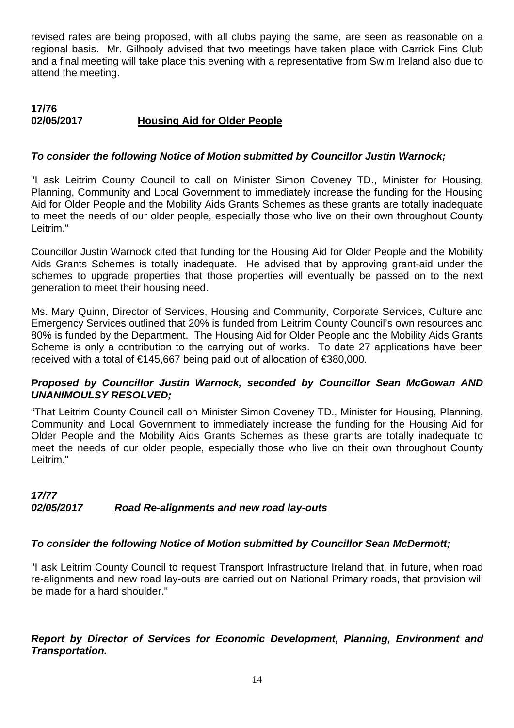revised rates are being proposed, with all clubs paying the same, are seen as reasonable on a regional basis. Mr. Gilhooly advised that two meetings have taken place with Carrick Fins Club and a final meeting will take place this evening with a representative from Swim Ireland also due to attend the meeting.

**17/76**
**02/05/2017** **<u>Housing Aid for Older People</u>**

***To consider the following Notice of Motion submitted by Councillor Justin Warnock;***

"I ask Leitrim County Council to call on Minister Simon Coveney TD., Minister for Housing, Planning, Community and Local Government to immediately increase the funding for the Housing Aid for Older People and the Mobility Aids Grants Schemes as these grants are totally inadequate to meet the needs of our older people, especially those who live on their own throughout County Leitrim."

Councillor Justin Warnock cited that funding for the Housing Aid for Older People and the Mobility Aids Grants Schemes is totally inadequate. He advised that by approving grant-aid under the schemes to upgrade properties that those properties will eventually be passed on to the next generation to meet their housing need.

Ms. Mary Quinn, Director of Services, Housing and Community, Corporate Services, Culture and Emergency Services outlined that 20% is funded from Leitrim County Council's own resources and 80% is funded by the Department. The Housing Aid for Older People and the Mobility Aids Grants Scheme is only a contribution to the carrying out of works. To date 27 applications have been received with a total of €145,667 being paid out of allocation of €380,000.

***Proposed by Councillor Justin Warnock, seconded by Councillor Sean McGowan AND UNANIMOULSY RESOLVED;***

"That Leitrim County Council call on Minister Simon Coveney TD., Minister for Housing, Planning, Community and Local Government to immediately increase the funding for the Housing Aid for Older People and the Mobility Aids Grants Schemes as these grants are totally inadequate to meet the needs of our older people, especially those who live on their own throughout County Leitrim."

***17/77***
***02/05/2017*** ***<u>Road Re-alignments and new road lay-outs</u>***

***To consider the following Notice of Motion submitted by Councillor Sean McDermott;***

"I ask Leitrim County Council to request Transport Infrastructure Ireland that, in future, when road re-alignments and new road lay-outs are carried out on National Primary roads, that provision will be made for a hard shoulder."

***Report by Director of Services for Economic Development, Planning, Environment and Transportation.***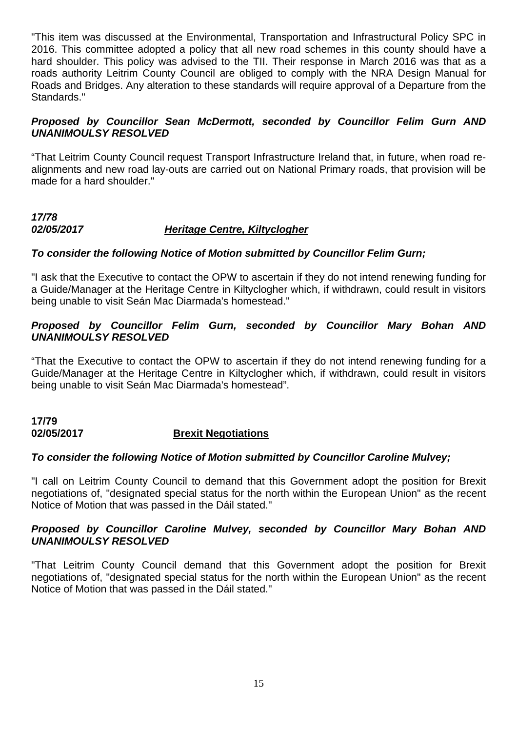"This item was discussed at the Environmental, Transportation and Infrastructural Policy SPC in 2016. This committee adopted a policy that all new road schemes in this county should have a hard shoulder. This policy was advised to the TII. Their response in March 2016 was that as a roads authority Leitrim County Council are obliged to comply with the NRA Design Manual for Roads and Bridges. Any alteration to these standards will require approval of a Departure from the Standards."

***Proposed by Councillor Sean McDermott, seconded by Councillor Felim Gurn AND UNANIMOULSY RESOLVED***

“That Leitrim County Council request Transport Infrastructure Ireland that, in future, when road re-alignments and new road lay-outs are carried out on National Primary roads, that provision will be made for a hard shoulder."

***17/78***
***02/05/2017*** ***<u>Heritage Centre, Kiltyclogher</u>***

***To consider the following Notice of Motion submitted by Councillor Felim Gurn;***

"I ask that the Executive to contact the OPW to ascertain if they do not intend renewing funding for a Guide/Manager at the Heritage Centre in Kiltyclogher which, if withdrawn, could result in visitors being unable to visit Seán Mac Diarmada's homestead."

***Proposed by Councillor Felim Gurn, seconded by Councillor Mary Bohan AND UNANIMOULSY RESOLVED***

“That the Executive to contact the OPW to ascertain if they do not intend renewing funding for a Guide/Manager at the Heritage Centre in Kiltyclogher which, if withdrawn, could result in visitors being unable to visit Seán Mac Diarmada's homestead”.

**17/79**
**02/05/2017** **<u>Brexit Negotiations</u>**

***To consider the following Notice of Motion submitted by Councillor Caroline Mulvey;***

"I call on Leitrim County Council to demand that this Government adopt the position for Brexit negotiations of, "designated special status for the north within the European Union" as the recent Notice of Motion that was passed in the Dáil stated."

***Proposed by Councillor Caroline Mulvey, seconded by Councillor Mary Bohan AND UNANIMOULSY RESOLVED***

"That Leitrim County Council demand that this Government adopt the position for Brexit negotiations of, "designated special status for the north within the European Union" as the recent Notice of Motion that was passed in the Dáil stated."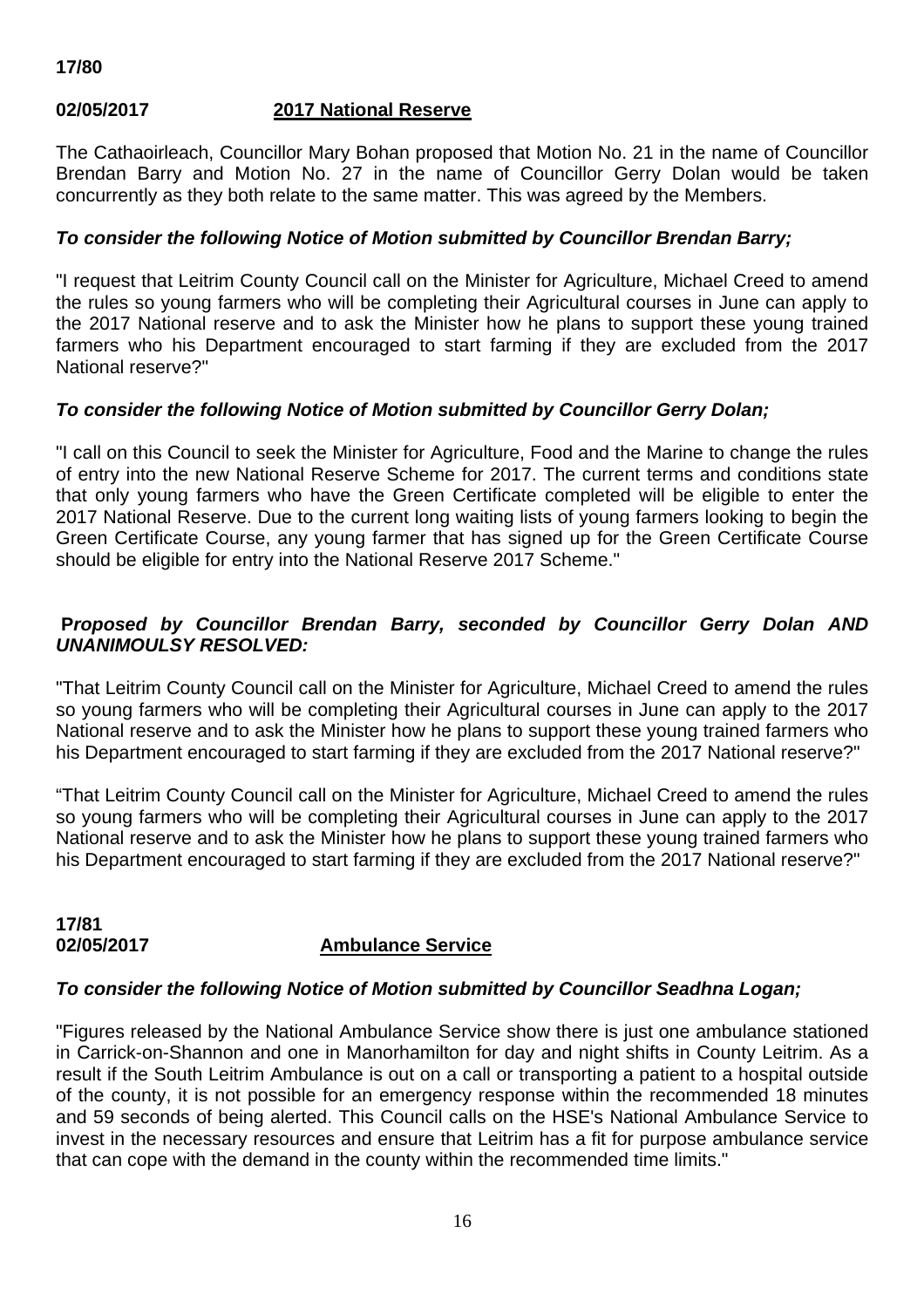**17/80**

**02/05/2017** **2017 National Reserve**

The Cathaoirleach, Councillor Mary Bohan proposed that Motion No. 21 in the name of Councillor Brendan Barry and Motion No. 27 in the name of Councillor Gerry Dolan would be taken concurrently as they both relate to the same matter. This was agreed by the Members.

***To consider the following Notice of Motion submitted by Councillor Brendan Barry;***

"I request that Leitrim County Council call on the Minister for Agriculture, Michael Creed to amend the rules so young farmers who will be completing their Agricultural courses in June can apply to the 2017 National reserve and to ask the Minister how he plans to support these young trained farmers who his Department encouraged to start farming if they are excluded from the 2017 National reserve?"

***To consider the following Notice of Motion submitted by Councillor Gerry Dolan;***

"I call on this Council to seek the Minister for Agriculture, Food and the Marine to change the rules of entry into the new National Reserve Scheme for 2017. The current terms and conditions state that only young farmers who have the Green Certificate completed will be eligible to enter the 2017 National Reserve. Due to the current long waiting lists of young farmers looking to begin the Green Certificate Course, any young farmer that has signed up for the Green Certificate Course should be eligible for entry into the National Reserve 2017 Scheme."

***Proposed by Councillor Brendan Barry, seconded by Councillor Gerry Dolan AND UNANIMOULSY RESOLVED:***

"That Leitrim County Council call on the Minister for Agriculture, Michael Creed to amend the rules so young farmers who will be completing their Agricultural courses in June can apply to the 2017 National reserve and to ask the Minister how he plans to support these young trained farmers who his Department encouraged to start farming if they are excluded from the 2017 National reserve?"

"That Leitrim County Council call on the Minister for Agriculture, Michael Creed to amend the rules so young farmers who will be completing their Agricultural courses in June can apply to the 2017 National reserve and to ask the Minister how he plans to support these young trained farmers who his Department encouraged to start farming if they are excluded from the 2017 National reserve?"

**17/81**
**02/05/2017** **Ambulance Service**

***To consider the following Notice of Motion submitted by Councillor Seadhna Logan;***

"Figures released by the National Ambulance Service show there is just one ambulance stationed in Carrick-on-Shannon and one in Manorhamilton for day and night shifts in County Leitrim. As a result if the South Leitrim Ambulance is out on a call or transporting a patient to a hospital outside of the county, it is not possible for an emergency response within the recommended 18 minutes and 59 seconds of being alerted. This Council calls on the HSE's National Ambulance Service to invest in the necessary resources and ensure that Leitrim has a fit for purpose ambulance service that can cope with the demand in the county within the recommended time limits."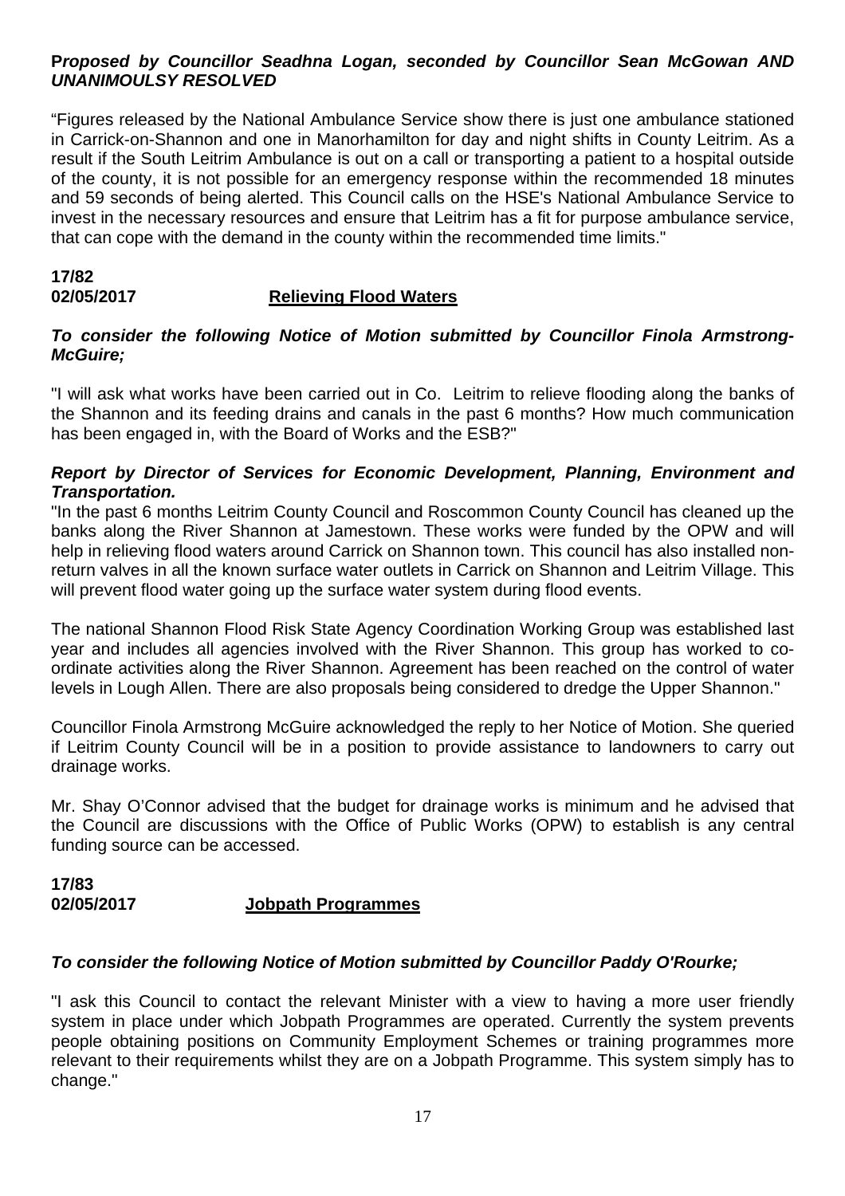***Proposed by Councillor Seadhna Logan, seconded by Councillor Sean McGowan AND UNANIMOULSY RESOLVED***

"Figures released by the National Ambulance Service show there is just one ambulance stationed in Carrick-on-Shannon and one in Manorhamilton for day and night shifts in County Leitrim. As a result if the South Leitrim Ambulance is out on a call or transporting a patient to a hospital outside of the county, it is not possible for an emergency response within the recommended 18 minutes and 59 seconds of being alerted. This Council calls on the HSE's National Ambulance Service to invest in the necessary resources and ensure that Leitrim has a fit for purpose ambulance service, that can cope with the demand in the county within the recommended time limits."

**17/82**
**02/05/2017** **Relieving Flood Waters**

***To consider the following Notice of Motion submitted by Councillor Finola Armstrong-McGuire;***

"I will ask what works have been carried out in Co. Leitrim to relieve flooding along the banks of the Shannon and its feeding drains and canals in the past 6 months? How much communication has been engaged in, with the Board of Works and the ESB?"

***Report by Director of Services for Economic Development, Planning, Environment and Transportation.***

"In the past 6 months Leitrim County Council and Roscommon County Council has cleaned up the banks along the River Shannon at Jamestown. These works were funded by the OPW and will help in relieving flood waters around Carrick on Shannon town. This council has also installed non-return valves in all the known surface water outlets in Carrick on Shannon and Leitrim Village. This will prevent flood water going up the surface water system during flood events.

The national Shannon Flood Risk State Agency Coordination Working Group was established last year and includes all agencies involved with the River Shannon. This group has worked to co-ordinate activities along the River Shannon. Agreement has been reached on the control of water levels in Lough Allen. There are also proposals being considered to dredge the Upper Shannon."

Councillor Finola Armstrong McGuire acknowledged the reply to her Notice of Motion. She queried if Leitrim County Council will be in a position to provide assistance to landowners to carry out drainage works.

Mr. Shay O'Connor advised that the budget for drainage works is minimum and he advised that the Council are discussions with the Office of Public Works (OPW) to establish is any central funding source can be accessed.

**17/83**
**02/05/2017** **Jobpath Programmes**

***To consider the following Notice of Motion submitted by Councillor Paddy O'Rourke;***

"I ask this Council to contact the relevant Minister with a view to having a more user friendly system in place under which Jobpath Programmes are operated. Currently the system prevents people obtaining positions on Community Employment Schemes or training programmes more relevant to their requirements whilst they are on a Jobpath Programme. This system simply has to change."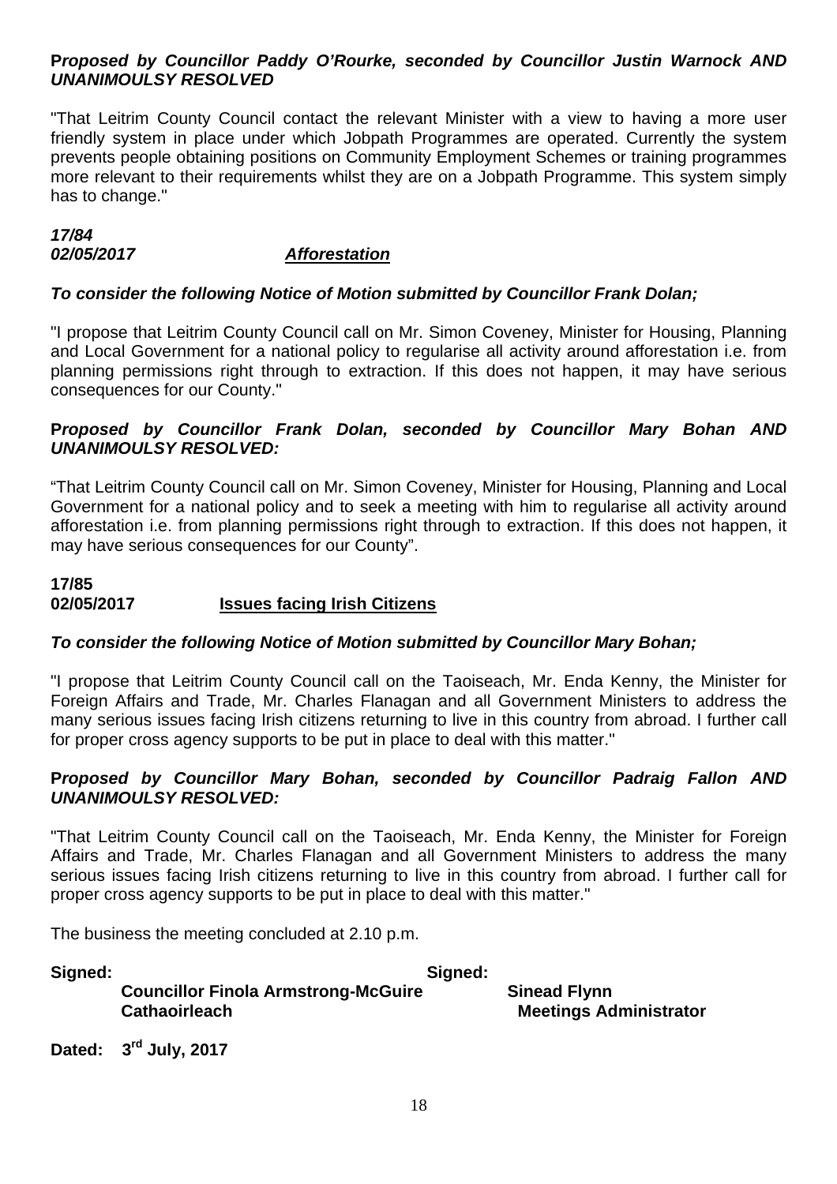**P*roposed by Councillor Paddy O'Rourke, seconded by Councillor Justin Warnock AND UNANIMOULSY RESOLVED***

"That Leitrim County Council contact the relevant Minister with a view to having a more user friendly system in place under which Jobpath Programmes are operated. Currently the system prevents people obtaining positions on Community Employment Schemes or training programmes more relevant to their requirements whilst they are on a Jobpath Programme. This system simply has to change."

***17/84***
***02/05/2017*** ***Afforestation***

***To consider the following Notice of Motion submitted by Councillor Frank Dolan;***

"I propose that Leitrim County Council call on Mr. Simon Coveney, Minister for Housing, Planning and Local Government for a national policy to regularise all activity around afforestation i.e. from planning permissions right through to extraction. If this does not happen, it may have serious consequences for our County."

**P*roposed by Councillor Frank Dolan, seconded by Councillor Mary Bohan AND UNANIMOULSY RESOLVED:***

"That Leitrim County Council call on Mr. Simon Coveney, Minister for Housing, Planning and Local Government for a national policy and to seek a meeting with him to regularise all activity around afforestation i.e. from planning permissions right through to extraction. If this does not happen, it may have serious consequences for our County".

**17/85**
**02/05/2017** **Issues facing Irish Citizens**

***To consider the following Notice of Motion submitted by Councillor Mary Bohan;***

"I propose that Leitrim County Council call on the Taoiseach, Mr. Enda Kenny, the Minister for Foreign Affairs and Trade, Mr. Charles Flanagan and all Government Ministers to address the many serious issues facing Irish citizens returning to live in this country from abroad. I further call for proper cross agency supports to be put in place to deal with this matter."

**P*roposed by Councillor Mary Bohan, seconded by Councillor Padraig Fallon AND UNANIMOULSY RESOLVED:***

"That Leitrim County Council call on the Taoiseach, Mr. Enda Kenny, the Minister for Foreign Affairs and Trade, Mr. Charles Flanagan and all Government Ministers to address the many serious issues facing Irish citizens returning to live in this country from abroad. I further call for proper cross agency supports to be put in place to deal with this matter."

The business the meeting concluded at 2.10 p.m.

**Signed:**
**Councillor Finola Armstrong-McGuire**
**Cathaoirleach**

**Signed:**
**Sinead Flynn**
**Meetings Administrator**

**Dated: 3rd July, 2017**